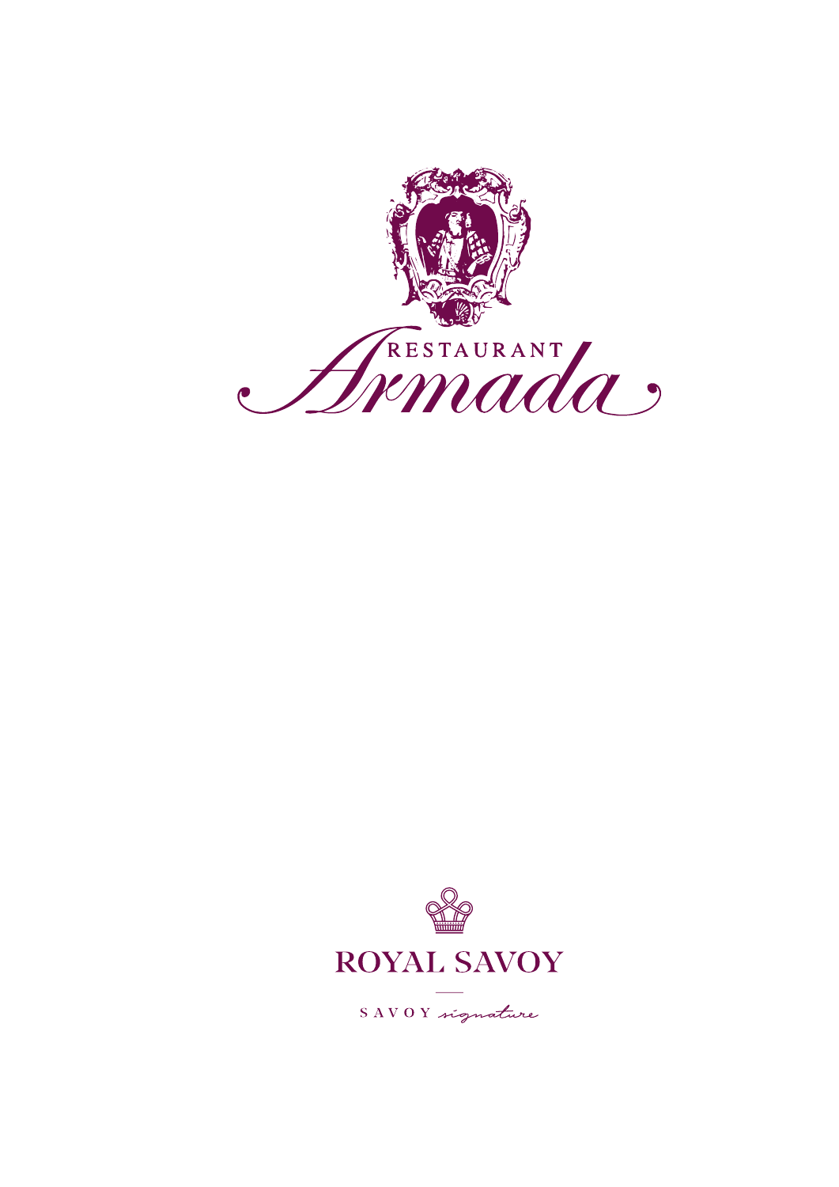# RESTAURANT Armada

ROYAL SAVOY

SAVOY signature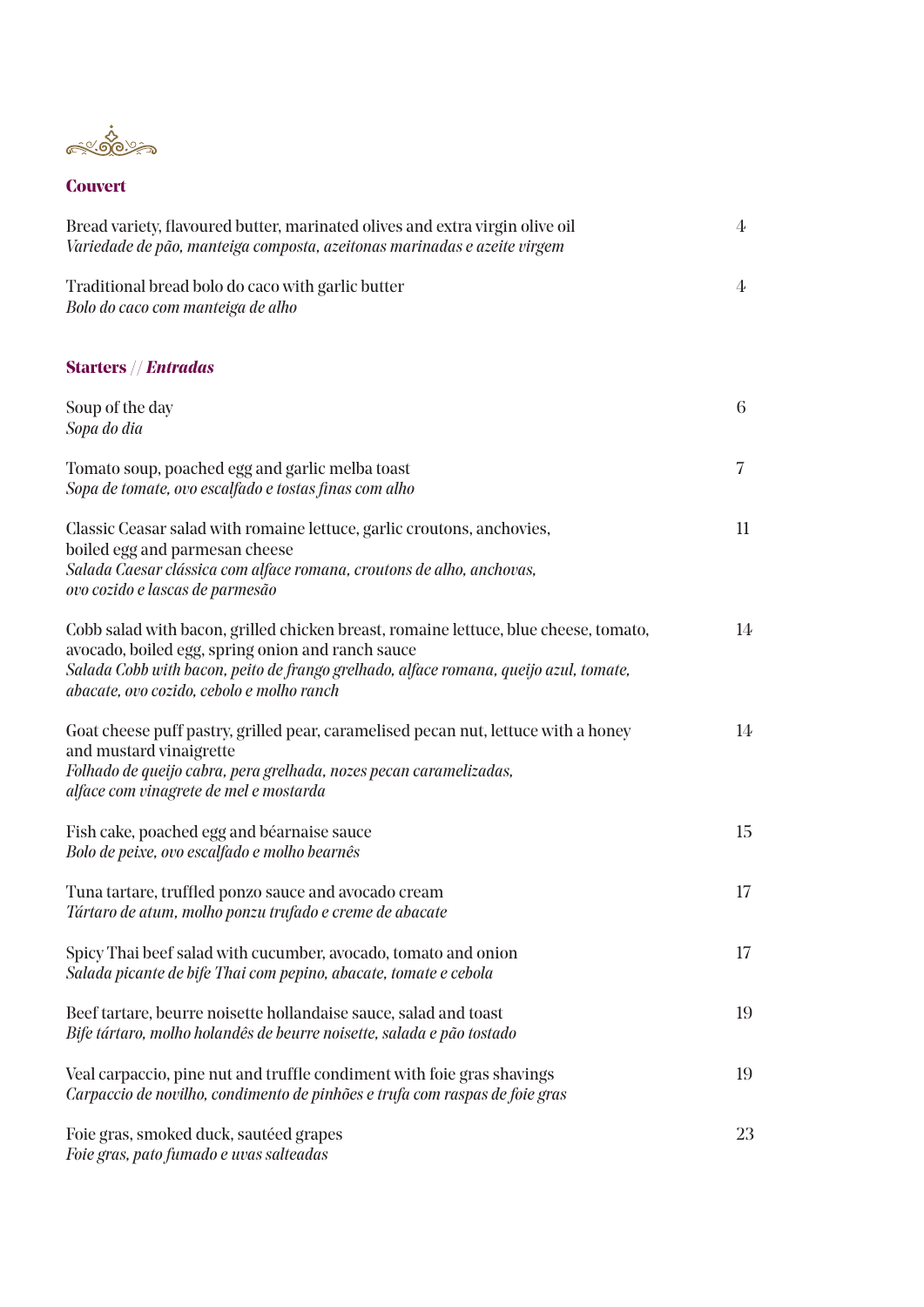## Couvert

| | |
|---|---|
| Bread variety, flavoured butter, marinated olives and extra virgin olive oil<br>*Variedade de pão, manteiga composta, azeitonas marinadas e azeite virgem* | 4 |
| Traditional bread bolo do caco with garlic butter<br>*Bolo do caco com manteiga de alho* | 4 |

## Starters // *Entradas*

| | |
|---|---|
| Soup of the day<br>*Sopa do dia* | 6 |
| Tomato soup, poached egg and garlic melba toast<br>*Sopa de tomate, ovo escalfado e tostas finas com alho* | 7 |
| Classic Ceasar salad with romaine lettuce, garlic croutons, anchovies, boiled egg and parmesan cheese<br>*Salada Caesar clássica com alface romana, croutons de alho, anchovas, ovo cozido e lascas de parmesão* | 11 |
| Cobb salad with bacon, grilled chicken breast, romaine lettuce, blue cheese, tomato, avocado, boiled egg, spring onion and ranch sauce<br>*Salada Cobb with bacon, peito de frango grelhado, alface romana, queijo azul, tomate, abacate, ovo cozido, cebolo e molho ranch* | 14 |
| Goat cheese puff pastry, grilled pear, caramelised pecan nut, lettuce with a honey and mustard vinaigrette<br>*Folhado de queijo cabra, pera grelhada, nozes pecan caramelizadas, alface com vinagrete de mel e mostarda* | 14 |
| Fish cake, poached egg and béarnaise sauce<br>*Bolo de peixe, ovo escalfado e molho bearnês* | 15 |
| Tuna tartare, truffled ponzo sauce and avocado cream<br>*Tártaro de atum, molho ponzu trufado e creme de abacate* | 17 |
| Spicy Thai beef salad with cucumber, avocado, tomato and onion<br>*Salada picante de bife Thai com pepino, abacate, tomate e cebola* | 17 |
| Beef tartare, beurre noisette hollandaise sauce, salad and toast<br>*Bife tártaro, molho holandês de beurre noisette, salada e pão tostado* | 19 |
| Veal carpaccio, pine nut and truffle condiment with foie gras shavings<br>*Carpaccio de novilho, condimento de pinhões e trufa com raspas de foie gras* | 19 |
| Foie gras, smoked duck, sautéed grapes<br>*Foie gras, pato fumado e uvas salteadas* | 23 |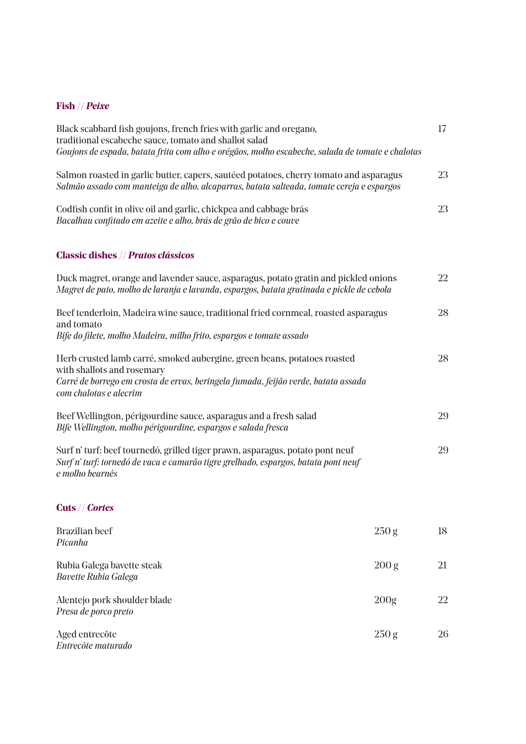## **Fish** // ***Peixe***

Black scabbard fish goujons, french fries with garlic and oregano, traditional escabeche sauce, tomato and shallot salad — 17
*Goujons de espada, batata frita com alho e orégãos, molho escabeche, salada de tomate e chalotas*

Salmon roasted in garlic butter, capers, sautéed potatoes, cherry tomato and asparagus — 23
*Salmão assado com manteiga de alho, alcaparras, batata salteada, tomate cereja e espargos*

Codfish confit in olive oil and garlic, chickpea and cabbage brás — 23
*Bacalhau confitado em azeite e alho, brás de grão de bico e couve*

## **Classic dishes** // ***Pratos clássicos***

Duck magret, orange and lavender sauce, asparagus, potato gratin and pickled onions — 22
*Magret de pato, molho de laranja e lavanda, espargos, batata gratinada e pickle de cebola*

Beef tenderloin, Madeira wine sauce, traditional fried cornmeal, roasted asparagus and tomato — 28
*Bife do filete, molho Madeira, milho frito, espargos e tomate assado*

Herb crusted lamb carré, smoked aubergine, green beans, potatoes roasted with shallots and rosemary — 28
*Carré de borrego em crosta de ervas, beringela fumada, feijão verde, batata assada com chalotas e alecrim*

Beef Wellington, périgourdine sauce, asparagus and a fresh salad — 29
*Bife Wellington, molho périgourdine, espargos e salada fresca*

Surf n' turf: beef tournedó, grilled tiger prawn, asparagus, potato pont neuf — 29
*Surf n' turf: tornedó de vaca e camarão tigre grelhado, espargos, batata pont neuf e molho bearnês*

## **Cuts** // ***Cortes***

| | | |
|---|---|---|
| Brazilian beef<br>*Picanha* | 250 g | 18 |
| Rubia Galega bavette steak<br>*Bavette Rubia Galega* | 200 g | 21 |
| Alentejo pork shoulder blade<br>*Presa de porco preto* | 200g | 22 |
| Aged entrecôte<br>*Entrecôte maturado* | 250 g | 26 |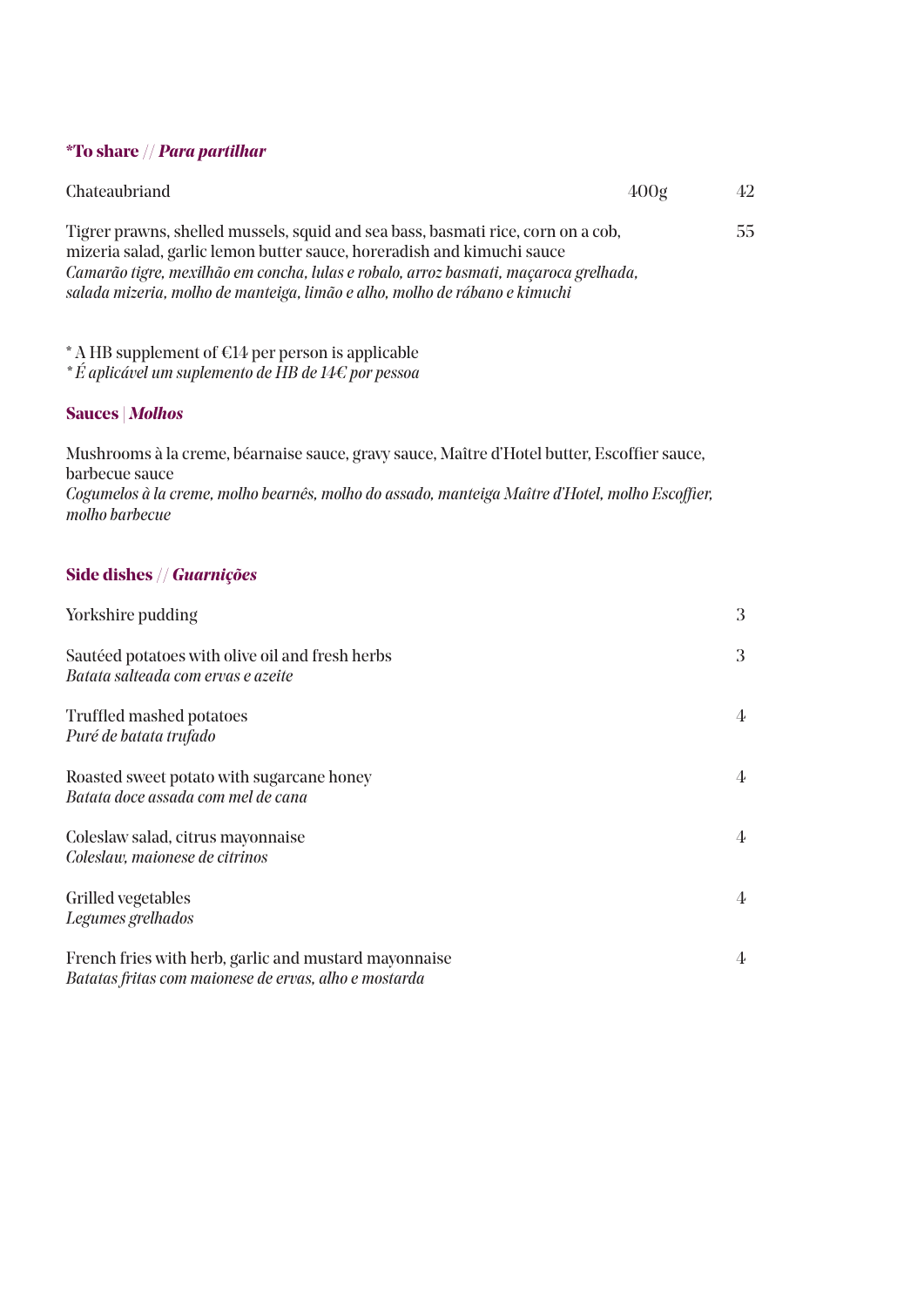## **\*To share** // ***Para partilhar***

| | | |
|---|---|---|
| Chateaubriand | 400g | 42 |
| Tigrer prawns, shelled mussels, squid and sea bass, basmati rice, corn on a cob, mizeria salad, garlic lemon butter sauce, horeradish and kimuchi sauce<br>*Camarão tigre, mexilhão em concha, lulas e robalo, arroz basmati, maçaroca grelhada, salada mizeria, molho de manteiga, limão e alho, molho de rábano e kimuchi* | | 55 |

\* A HB supplement of €14 per person is applicable
*\* É aplicável um suplemento de HB de 14€ por pessoa*

## **Sauces** | ***Molhos***

Mushrooms à la creme, béarnaise sauce, gravy sauce, Maître d'Hotel butter, Escoffier sauce, barbecue sauce
*Cogumelos à la creme, molho bearnês, molho do assado, manteiga Maître d'Hotel, molho Escoffier, molho barbecue*

## **Side dishes** // ***Guarnições***

| | |
|---|---|
| Yorkshire pudding | 3 |
| Sautéed potatoes with olive oil and fresh herbs<br>*Batata salteada com ervas e azeite* | 3 |
| Truffled mashed potatoes<br>*Puré de batata trufado* | 4 |
| Roasted sweet potato with sugarcane honey<br>*Batata doce assada com mel de cana* | 4 |
| Coleslaw salad, citrus mayonnaise<br>*Coleslaw, maionese de citrinos* | 4 |
| Grilled vegetables<br>*Legumes grelhados* | 4 |
| French fries with herb, garlic and mustard mayonnaise<br>*Batatas fritas com maionese de ervas, alho e mostarda* | 4 |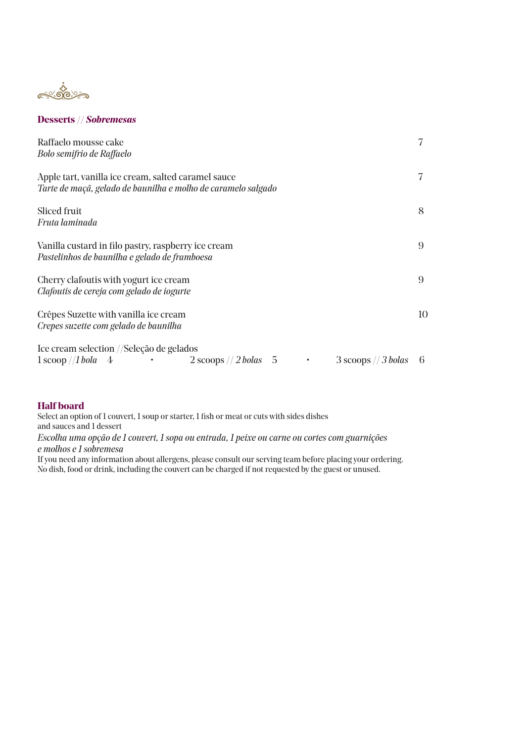## **Desserts** // ***Sobremesas***

| | |
|---|---|
| Raffaelo mousse cake<br>*Bolo semifrio de Raffaelo* | 7 |
| Apple tart, vanilla ice cream, salted caramel sauce<br>*Tarte de maçã, gelado de baunilha e molho de caramelo salgado* | 7 |
| Sliced fruit<br>*Fruta laminada* | 8 |
| Vanilla custard in filo pastry, raspberry ice cream<br>*Pastelinhos de baunilha e gelado de framboesa* | 9 |
| Cherry clafoutis with yogurt ice cream<br>*Clafoutis de cereja com gelado de iogurte* | 9 |
| Crêpes Suzette with vanilla ice cream<br>*Crepes suzette com gelado de baunilha* | 10 |

Ice cream selection //Seleção de gelados
1 scoop //*1 bola* 4 • 2 scoops // *2 bolas* 5 • 3 scoops // *3 bolas* 6

### **Half board**

Select an option of 1 couvert, 1 soup or starter, 1 fish or meat or cuts with sides dishes and sauces and 1 dessert

*Escolha uma opção de 1 couvert, 1 sopa ou entrada, 1 peixe ou carne ou cortes com guarnições e molhos e 1 sobremesa*

If you need any information about allergens, please consult our serving team before placing your ordering.
No dish, food or drink, including the couvert can be charged if not requested by the guest or unused.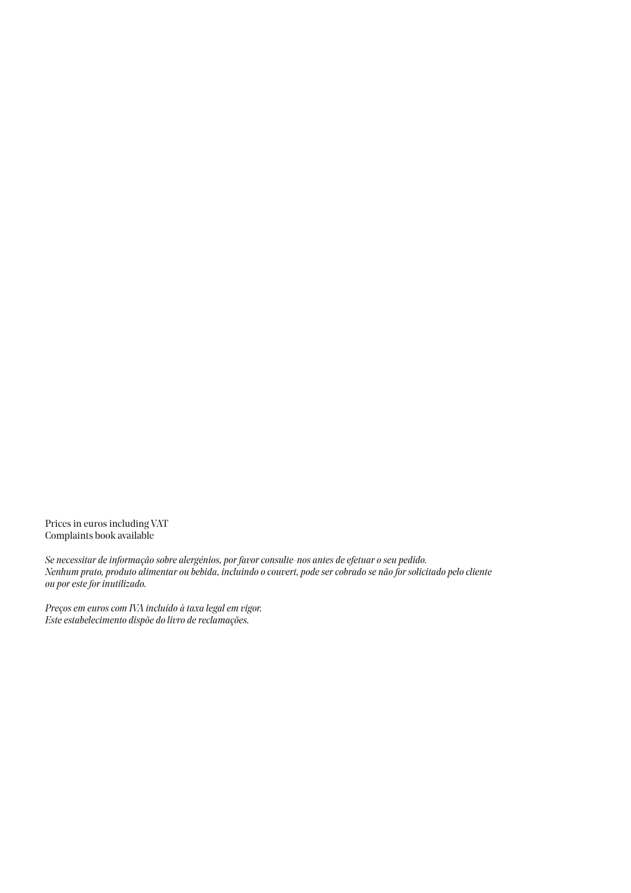Prices in euros including VAT
Complaints book available

*Se necessitar de informação sobre alergénios, por favor consulte-nos antes de efetuar o seu pedido.*
*Nenhum prato, produto alimentar ou bebida, incluindo o couvert, pode ser cobrado se não for solicitado pelo cliente ou por este for inutilizado.*

*Preços em euros com IVA incluído à taxa legal em vigor.*
*Este estabelecimento dispõe do livro de reclamações.*